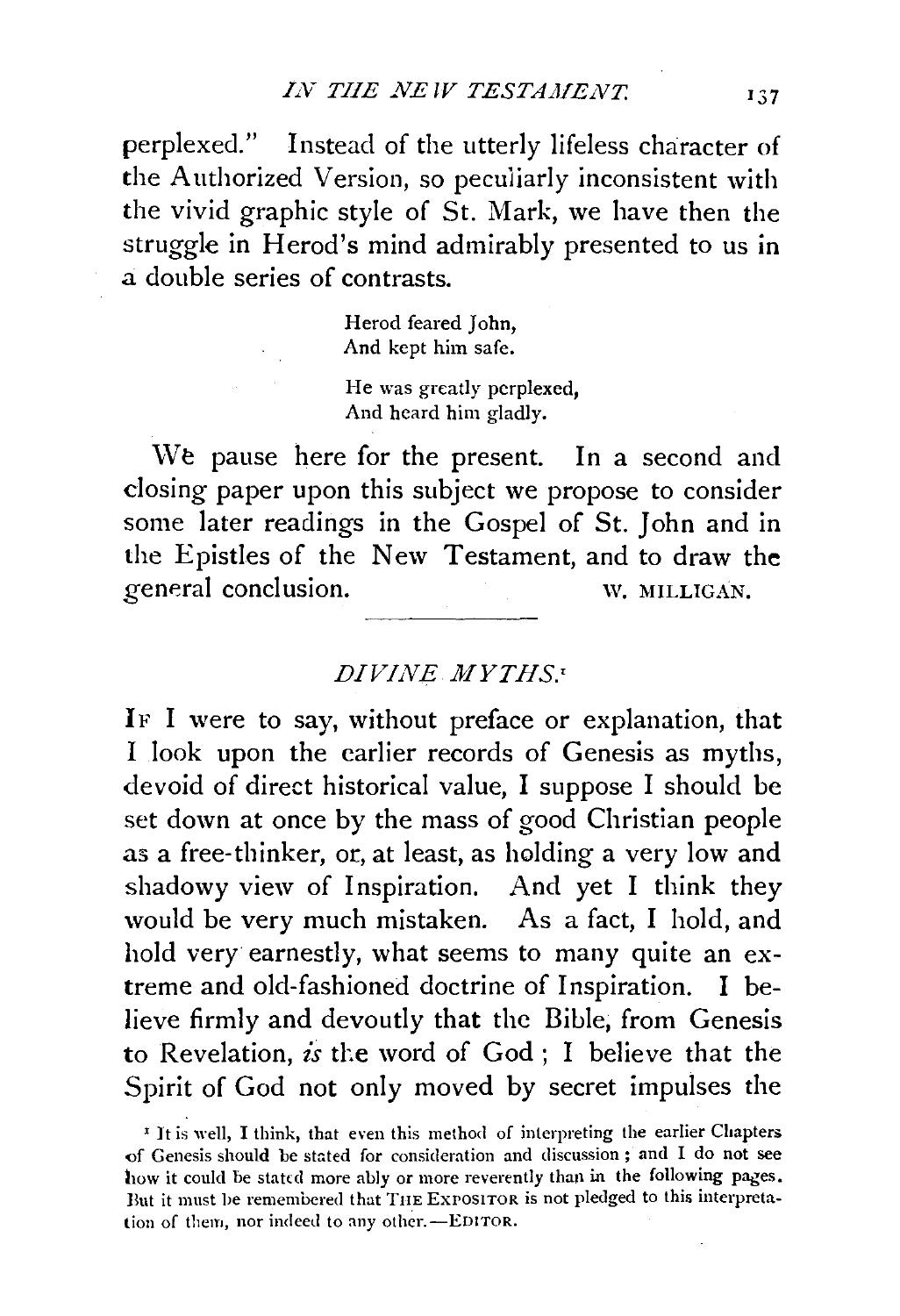perplexed." Instead of the utterly lifeless character of the Authorized Version, so peculiarly inconsistent with the vivid graphic style of St. Mark, we have then the struggle in Herod's mind admirably presented to us in a double series of contrasts.

> Herod feared John,
> And kept him safe.
>
> He was greatly perplexed,
> And heard him gladly.

We pause here for the present. In a second and closing paper upon this subject we propose to consider some later readings in the Gospel of St. John and in the Epistles of the New Testament, and to draw the general conclusion.

W. MILLIGAN.

---

## *DIVINE MYTHS.*[1]

IF I were to say, without preface or explanation, that I look upon the earlier records of Genesis as myths, devoid of direct historical value, I suppose I should be set down at once by the mass of good Christian people as a free-thinker, or, at least, as holding a very low and shadowy view of Inspiration. And yet I think they would be very much mistaken. As a fact, I hold, and hold very earnestly, what seems to many quite an extreme and old-fashioned doctrine of Inspiration. I believe firmly and devoutly that the Bible, from Genesis to Revelation, *is* the word of God; I believe that the Spirit of God not only moved by secret impulses the

[1] It is well, I think, that even this method of interpreting the earlier Chapters of Genesis should be stated for consideration and discussion; and I do not see how it could be stated more ably or more reverently than in the following pages. But it must be remembered that THE EXPOSITOR is not pledged to this interpretation of them, nor indeed to any other.—EDITOR.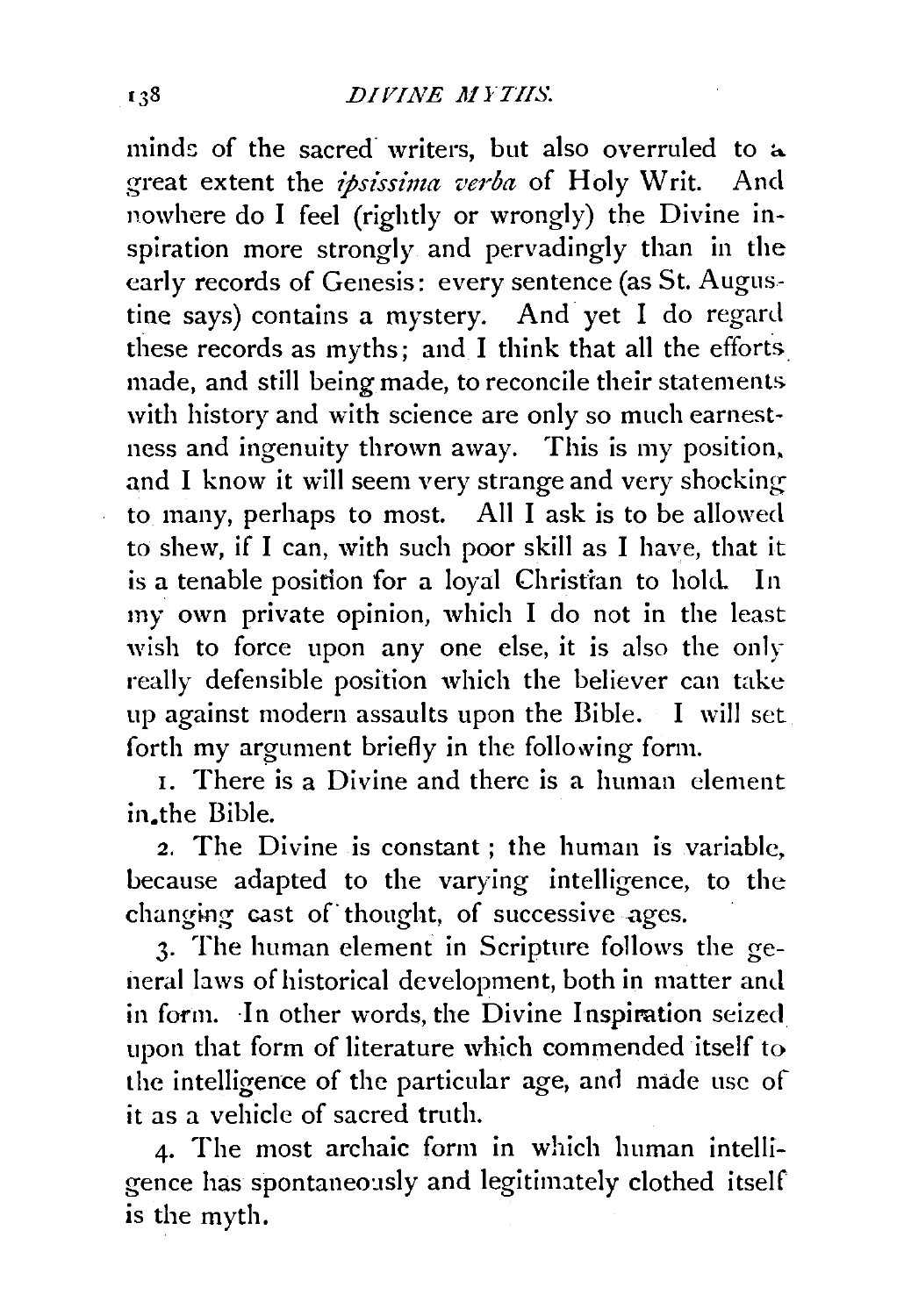minds of the sacred writers, but also overruled to a great extent the *ipsissima verba* of Holy Writ. And nowhere do I feel (rightly or wrongly) the Divine inspiration more strongly and pervadingly than in the early records of Genesis: every sentence (as St. Augustine says) contains a mystery. And yet I do regard these records as myths; and I think that all the efforts made, and still being made, to reconcile their statements with history and with science are only so much earnestness and ingenuity thrown away. This is my position, and I know it will seem very strange and very shocking to many, perhaps to most. All I ask is to be allowed to shew, if I can, with such poor skill as I have, that it is a tenable position for a loyal Christian to hold. In my own private opinion, which I do not in the least wish to force upon any one else, it is also the only really defensible position which the believer can take up against modern assaults upon the Bible. I will set forth my argument briefly in the following form.

1. There is a Divine and there is a human element in the Bible.

2. The Divine is constant; the human is variable, because adapted to the varying intelligence, to the changing cast of thought, of successive ages.

3. The human element in Scripture follows the general laws of historical development, both in matter and in form. In other words, the Divine Inspiration seized upon that form of literature which commended itself to the intelligence of the particular age, and made use of it as a vehicle of sacred truth.

4. The most archaic form in which human intelligence has spontaneously and legitimately clothed itself is the myth.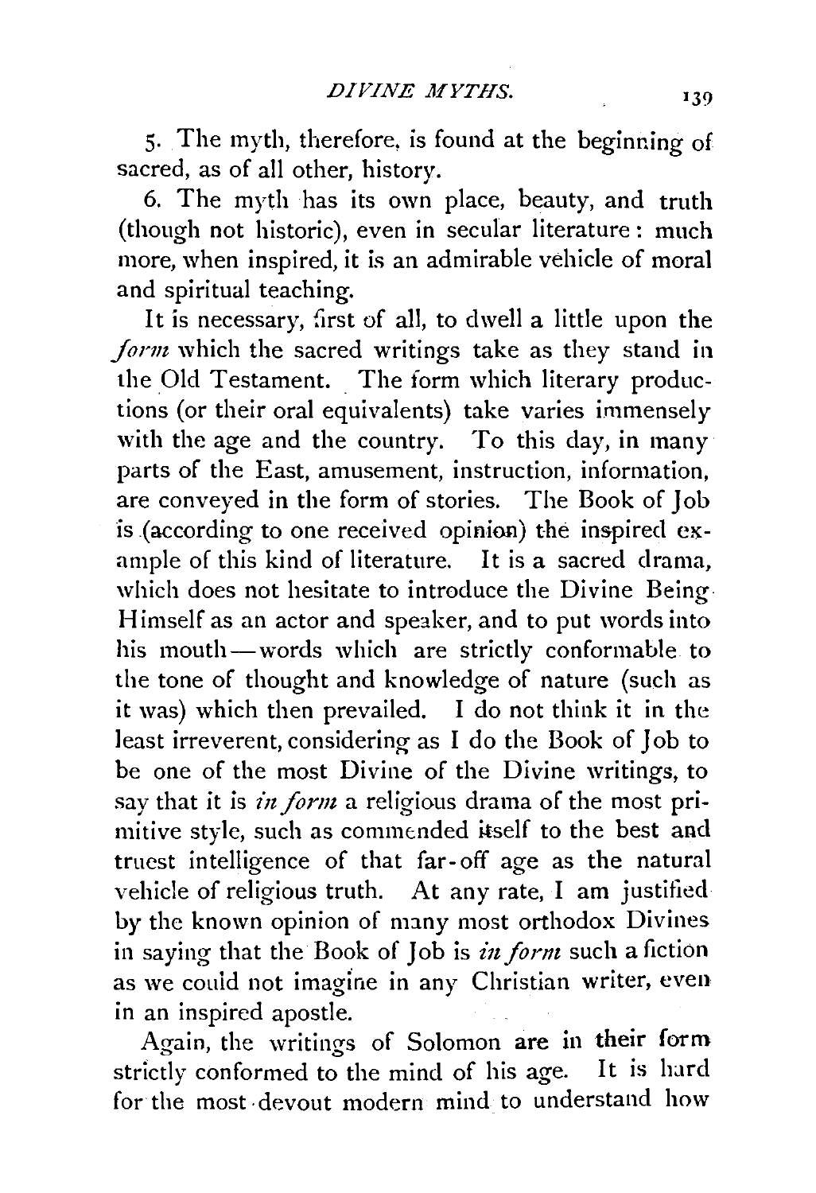5. The myth, therefore, is found at the beginning of sacred, as of all other, history.

6. The myth has its own place, beauty, and truth (though not historic), even in secular literature: much more, when inspired, it is an admirable vehicle of moral and spiritual teaching.

It is necessary, first of all, to dwell a little upon the *form* which the sacred writings take as they stand in the Old Testament. The form which literary productions (or their oral equivalents) take varies immensely with the age and the country. To this day, in many parts of the East, amusement, instruction, information, are conveyed in the form of stories. The Book of Job is (according to one received opinion) the inspired example of this kind of literature. It is a sacred drama, which does not hesitate to introduce the Divine Being Himself as an actor and speaker, and to put words into his mouth—words which are strictly conformable to the tone of thought and knowledge of nature (such as it was) which then prevailed. I do not think it in the least irreverent, considering as I do the Book of Job to be one of the most Divine of the Divine writings, to say that it is *in form* a religious drama of the most primitive style, such as commended itself to the best and truest intelligence of that far-off age as the natural vehicle of religious truth. At any rate, I am justified by the known opinion of many most orthodox Divines in saying that the Book of Job is *in form* such a fiction as we could not imagine in any Christian writer, even in an inspired apostle.

Again, the writings of Solomon are in their form strictly conformed to the mind of his age. It is hard for the most devout modern mind to understand how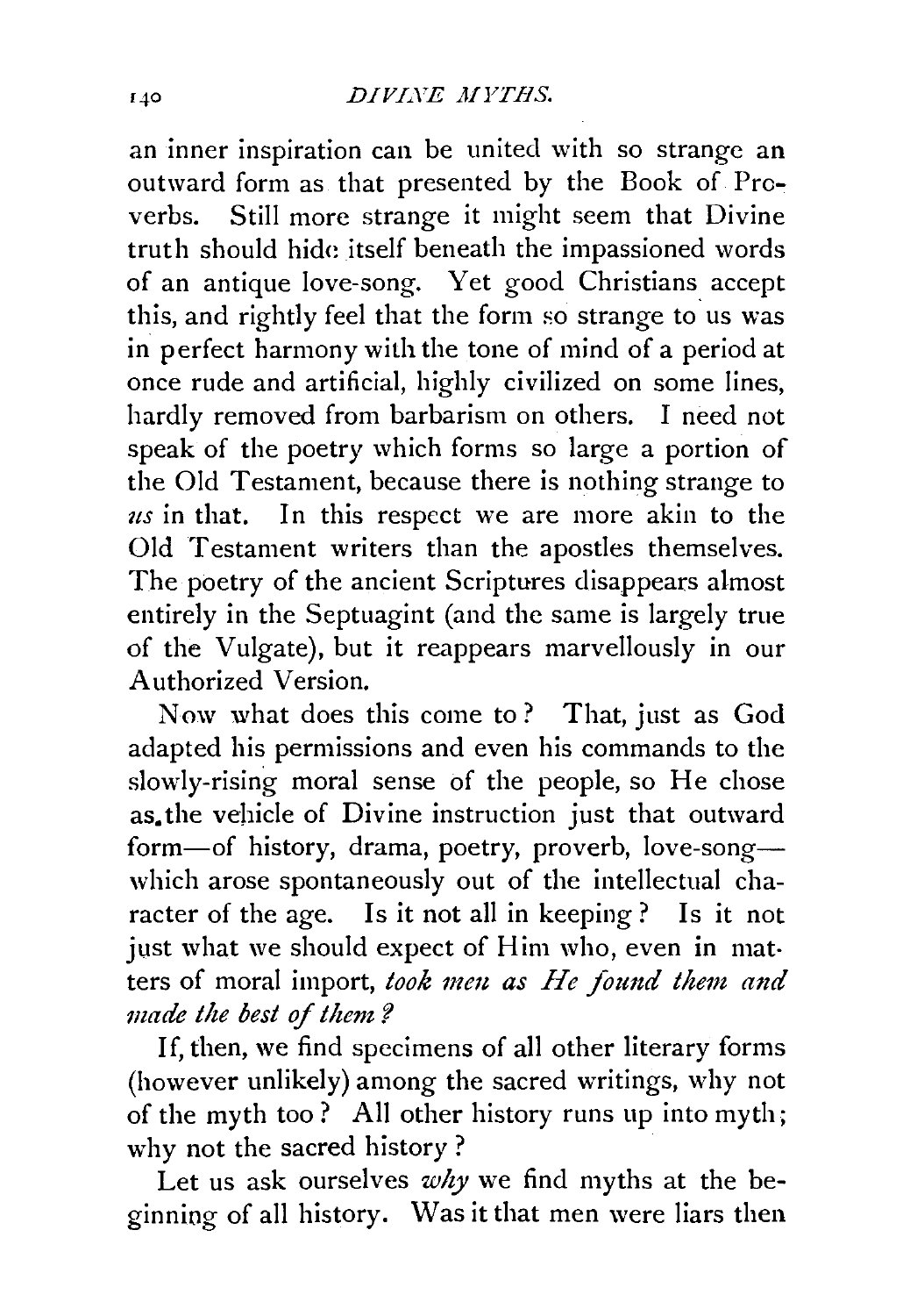an inner inspiration can be united with so strange an outward form as that presented by the Book of Proverbs. Still more strange it might seem that Divine truth should hide itself beneath the impassioned words of an antique love-song. Yet good Christians accept this, and rightly feel that the form so strange to us was in perfect harmony with the tone of mind of a period at once rude and artificial, highly civilized on some lines, hardly removed from barbarism on others. I need not speak of the poetry which forms so large a portion of the Old Testament, because there is nothing strange to *us* in that. In this respect we are more akin to the Old Testament writers than the apostles themselves. The poetry of the ancient Scriptures disappears almost entirely in the Septuagint (and the same is largely true of the Vulgate), but it reappears marvellously in our Authorized Version.

Now what does this come to? That, just as God adapted his permissions and even his commands to the slowly-rising moral sense of the people, so He chose as the vehicle of Divine instruction just that outward form—of history, drama, poetry, proverb, love-song—which arose spontaneously out of the intellectual character of the age. Is it not all in keeping? Is it not just what we should expect of Him who, even in matters of moral import, *took men as He found them and made the best of them?*

If, then, we find specimens of all other literary forms (however unlikely) among the sacred writings, why not of the myth too? All other history runs up into myth; why not the sacred history?

Let us ask ourselves *why* we find myths at the beginning of all history. Was it that men were liars then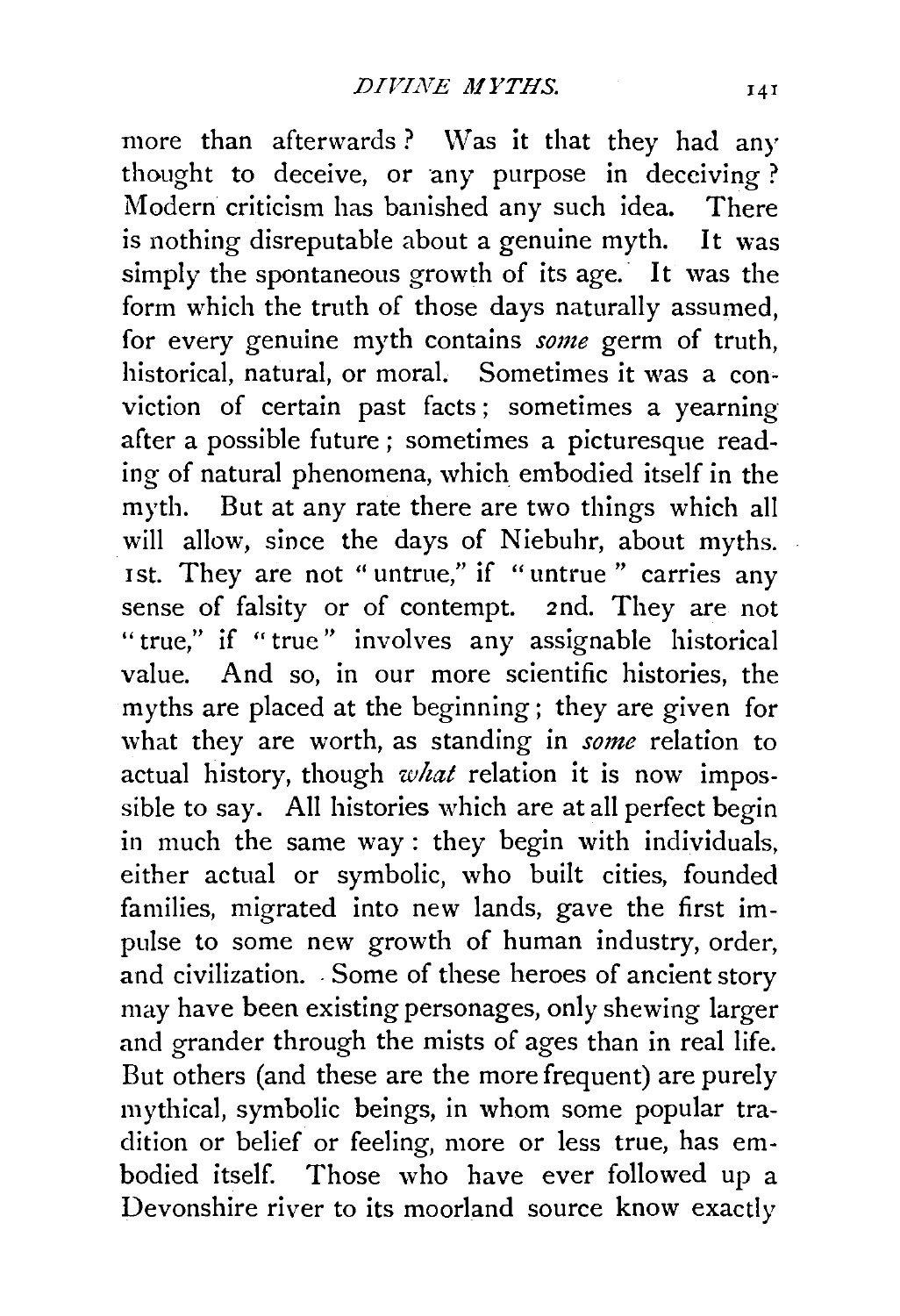more than afterwards? Was it that they had any thought to deceive, or any purpose in deceiving? Modern criticism has banished any such idea. There is nothing disreputable about a genuine myth. It was simply the spontaneous growth of its age. It was the form which the truth of those days naturally assumed, for every genuine myth contains *some* germ of truth, historical, natural, or moral. Sometimes it was a conviction of certain past facts; sometimes a yearning after a possible future; sometimes a picturesque reading of natural phenomena, which embodied itself in the myth. But at any rate there are two things which all will allow, since the days of Niebuhr, about myths. 1st. They are not "untrue," if "untrue" carries any sense of falsity or of contempt. 2nd. They are not "true," if "true" involves any assignable historical value. And so, in our more scientific histories, the myths are placed at the beginning; they are given for what they are worth, as standing in *some* relation to actual history, though *what* relation it is now impossible to say. All histories which are at all perfect begin in much the same way: they begin with individuals, either actual or symbolic, who built cities, founded families, migrated into new lands, gave the first impulse to some new growth of human industry, order, and civilization. Some of these heroes of ancient story may have been existing personages, only shewing larger and grander through the mists of ages than in real life. But others (and these are the more frequent) are purely mythical, symbolic beings, in whom some popular tradition or belief or feeling, more or less true, has embodied itself. Those who have ever followed up a Devonshire river to its moorland source know exactly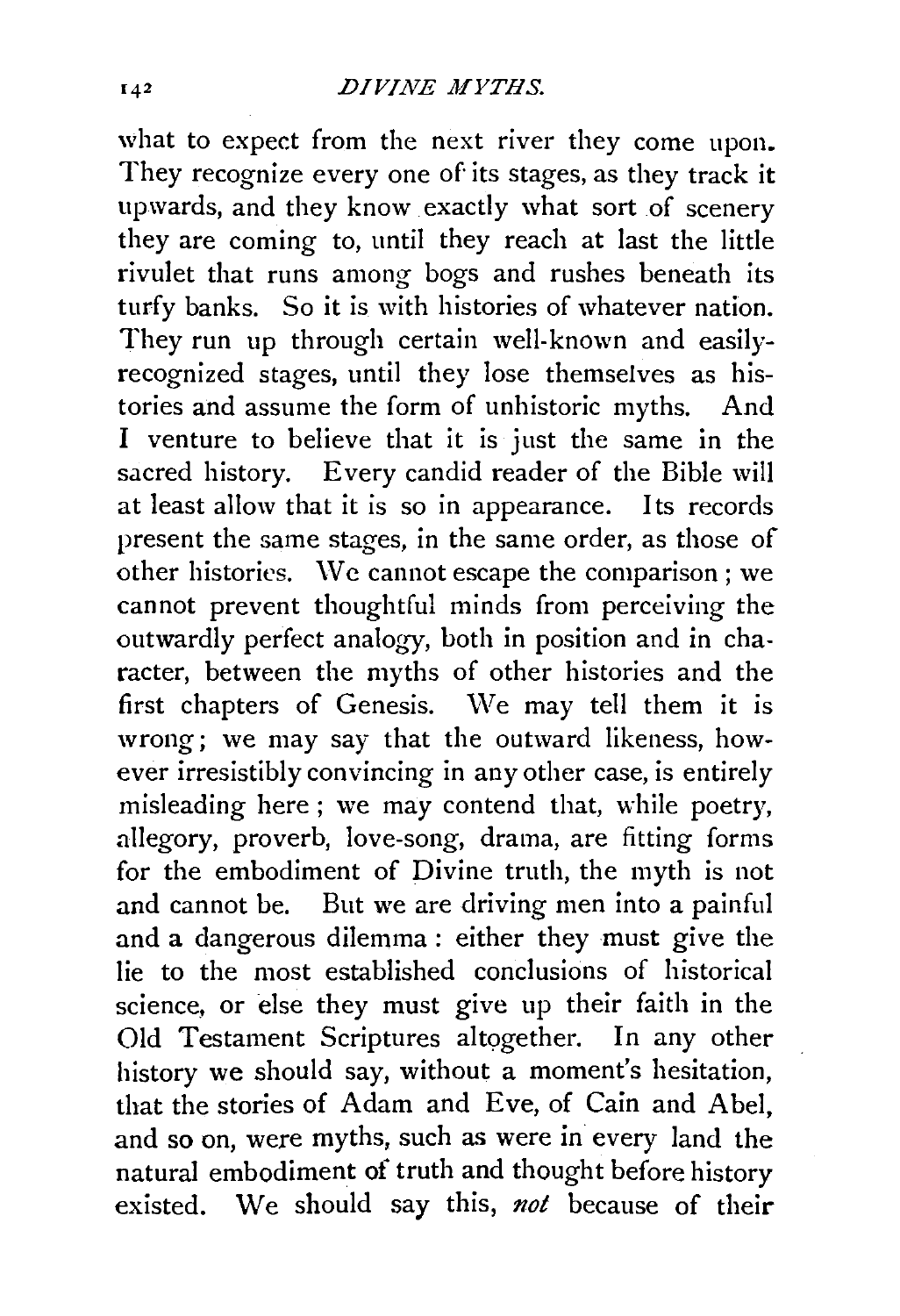what to expect from the next river they come upon. They recognize every one of its stages, as they track it upwards, and they know exactly what sort of scenery they are coming to, until they reach at last the little rivulet that runs among bogs and rushes beneath its turfy banks. So it is with histories of whatever nation. They run up through certain well-known and easily-recognized stages, until they lose themselves as histories and assume the form of unhistoric myths. And I venture to believe that it is just the same in the sacred history. Every candid reader of the Bible will at least allow that it is so in appearance. Its records present the same stages, in the same order, as those of other histories. We cannot escape the comparison; we cannot prevent thoughtful minds from perceiving the outwardly perfect analogy, both in position and in character, between the myths of other histories and the first chapters of Genesis. We may tell them it is wrong; we may say that the outward likeness, however irresistibly convincing in any other case, is entirely misleading here; we may contend that, while poetry, allegory, proverb, love-song, drama, are fitting forms for the embodiment of Divine truth, the myth is not and cannot be. But we are driving men into a painful and a dangerous dilemma: either they must give the lie to the most established conclusions of historical science, or else they must give up their faith in the Old Testament Scriptures altogether. In any other history we should say, without a moment's hesitation, that the stories of Adam and Eve, of Cain and Abel, and so on, were myths, such as were in every land the natural embodiment of truth and thought before history existed. We should say this, *not* because of their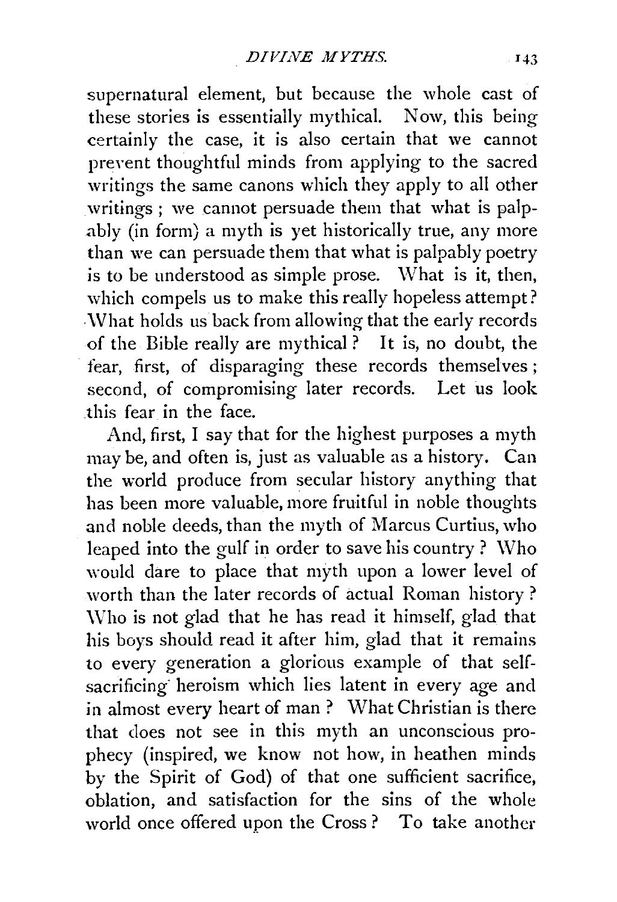supernatural element, but because the whole cast of these stories is essentially mythical. Now, this being certainly the case, it is also certain that we cannot prevent thoughtful minds from applying to the sacred writings the same canons which they apply to all other writings; we cannot persuade them that what is palpably (in form) a myth is yet historically true, any more than we can persuade them that what is palpably poetry is to be understood as simple prose. What is it, then, which compels us to make this really hopeless attempt? What holds us back from allowing that the early records of the Bible really are mythical? It is, no doubt, the fear, first, of disparaging these records themselves; second, of compromising later records. Let us look this fear in the face.

And, first, I say that for the highest purposes a myth may be, and often is, just as valuable as a history. Can the world produce from secular history anything that has been more valuable, more fruitful in noble thoughts and noble deeds, than the myth of Marcus Curtius, who leaped into the gulf in order to save his country? Who would dare to place that myth upon a lower level of worth than the later records of actual Roman history? Who is not glad that he has read it himself, glad that his boys should read it after him, glad that it remains to every generation a glorious example of that self-sacrificing heroism which lies latent in every age and in almost every heart of man? What Christian is there that does not see in this myth an unconscious prophecy (inspired, we know not how, in heathen minds by the Spirit of God) of that one sufficient sacrifice, oblation, and satisfaction for the sins of the whole world once offered upon the Cross? To take another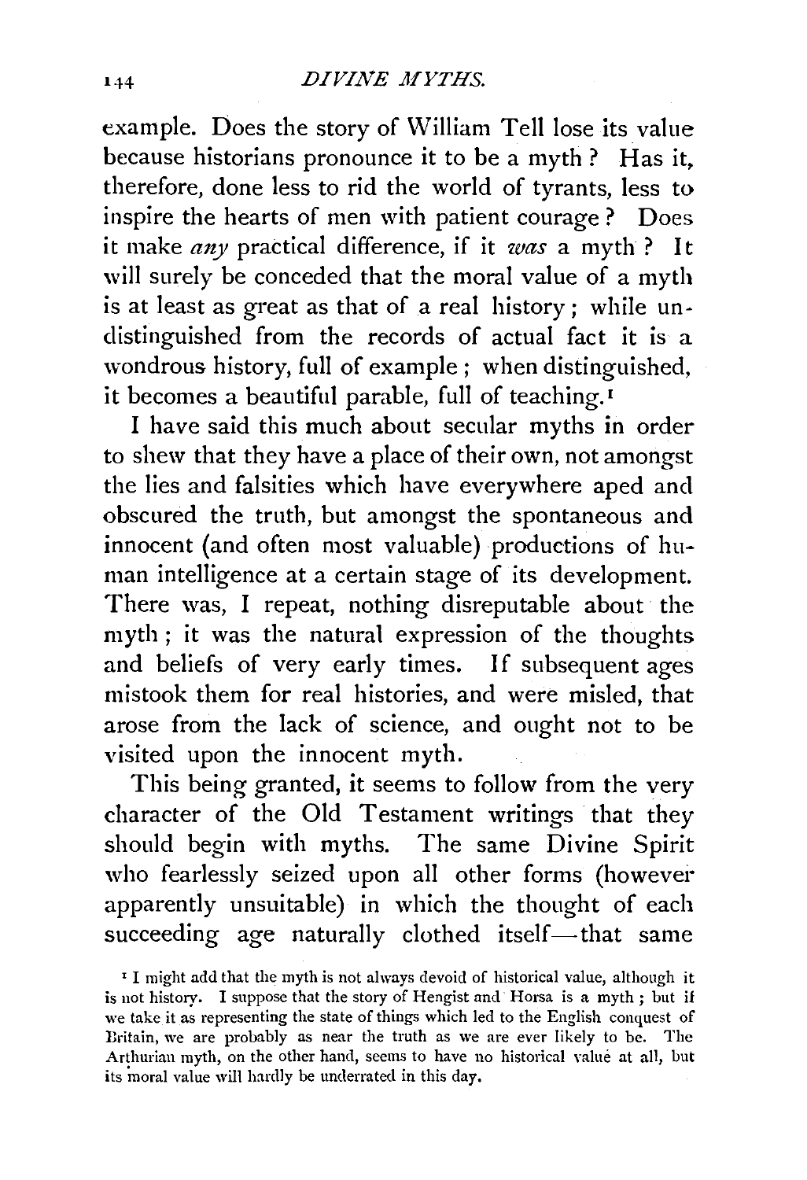example. Does the story of William Tell lose its value because historians pronounce it to be a myth? Has it, therefore, done less to rid the world of tyrants, less to inspire the hearts of men with patient courage? Does it make *any* practical difference, if it *was* a myth? It will surely be conceded that the moral value of a myth is at least as great as that of a real history; while undistinguished from the records of actual fact it is a wondrous history, full of example; when distinguished, it becomes a beautiful parable, full of teaching.[1]

I have said this much about secular myths in order to shew that they have a place of their own, not amongst the lies and falsities which have everywhere aped and obscured the truth, but amongst the spontaneous and innocent (and often most valuable) productions of human intelligence at a certain stage of its development. There was, I repeat, nothing disreputable about the myth; it was the natural expression of the thoughts and beliefs of very early times. If subsequent ages mistook them for real histories, and were misled, that arose from the lack of science, and ought not to be visited upon the innocent myth.

This being granted, it seems to follow from the very character of the Old Testament writings that they should begin with myths. The same Divine Spirit who fearlessly seized upon all other forms (however apparently unsuitable) in which the thought of each succeeding age naturally clothed itself—that same

[1] I might add that the myth is not always devoid of historical value, although it is not history. I suppose that the story of Hengist and Horsa is a myth; but if we take it as representing the state of things which led to the English conquest of Britain, we are probably as near the truth as we are ever likely to be. The Arthurian myth, on the other hand, seems to have no historical value at all, but its moral value will hardly be underrated in this day.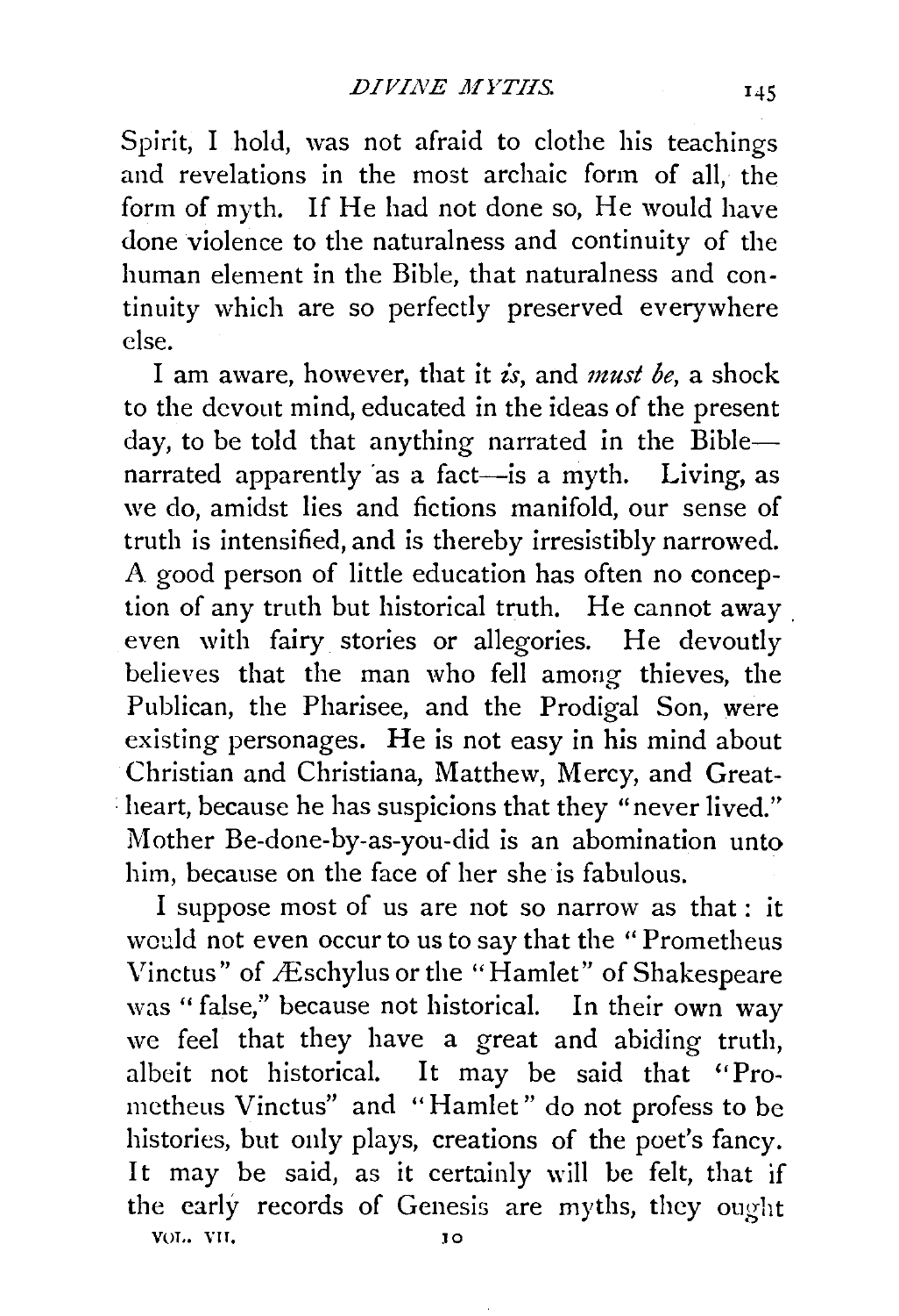Spirit, I hold, was not afraid to clothe his teachings and revelations in the most archaic form of all, the form of myth. If He had not done so, He would have done violence to the naturalness and continuity of the human element in the Bible, that naturalness and continuity which are so perfectly preserved everywhere else.

I am aware, however, that it *is*, and *must be*, a shock to the devout mind, educated in the ideas of the present day, to be told that anything narrated in the Bible—narrated apparently as a fact—is a myth. Living, as we do, amidst lies and fictions manifold, our sense of truth is intensified, and is thereby irresistibly narrowed. A good person of little education has often no conception of any truth but historical truth. He cannot away even with fairy stories or allegories. He devoutly believes that the man who fell among thieves, the Publican, the Pharisee, and the Prodigal Son, were existing personages. He is not easy in his mind about Christian and Christiana, Matthew, Mercy, and Great-heart, because he has suspicions that they "never lived." Mother Be-done-by-as-you-did is an abomination unto him, because on the face of her she is fabulous.

I suppose most of us are not so narrow as that: it would not even occur to us to say that the "Prometheus Vinctus" of Æschylus or the "Hamlet" of Shakespeare was "false," because not historical. In their own way we feel that they have a great and abiding truth, albeit not historical. It may be said that "Prometheus Vinctus" and "Hamlet" do not profess to be histories, but only plays, creations of the poet's fancy. It may be said, as it certainly will be felt, that if the early records of Genesis are myths, they ought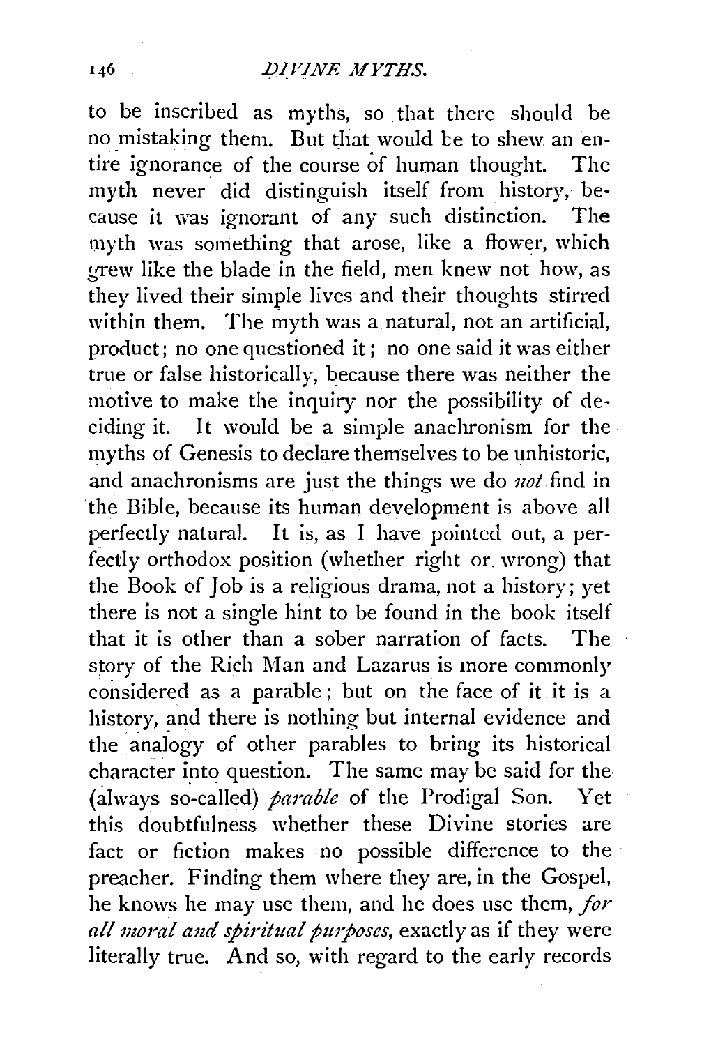to be inscribed as myths, so that there should be no mistaking them. But that would be to shew an entire ignorance of the course of human thought. The myth never did distinguish itself from history, because it was ignorant of any such distinction. The myth was something that arose, like a flower, which grew like the blade in the field, men knew not how, as they lived their simple lives and their thoughts stirred within them. The myth was a natural, not an artificial, product; no one questioned it; no one said it was either true or false historically, because there was neither the motive to make the inquiry nor the possibility of deciding it. It would be a simple anachronism for the myths of Genesis to declare themselves to be unhistoric, and anachronisms are just the things we do *not* find in the Bible, because its human development is above all perfectly natural. It is, as I have pointed out, a perfectly orthodox position (whether right or wrong) that the Book of Job is a religious drama, not a history; yet there is not a single hint to be found in the book itself that it is other than a sober narration of facts. The story of the Rich Man and Lazarus is more commonly considered as a parable; but on the face of it it is a history, and there is nothing but internal evidence and the analogy of other parables to bring its historical character into question. The same may be said for the (always so-called) *parable* of the Prodigal Son. Yet this doubtfulness whether these Divine stories are fact or fiction makes no possible difference to the preacher. Finding them where they are, in the Gospel, he knows he may use them, and he does use them, *for all moral and spiritual purposes*, exactly as if they were literally true. And so, with regard to the early records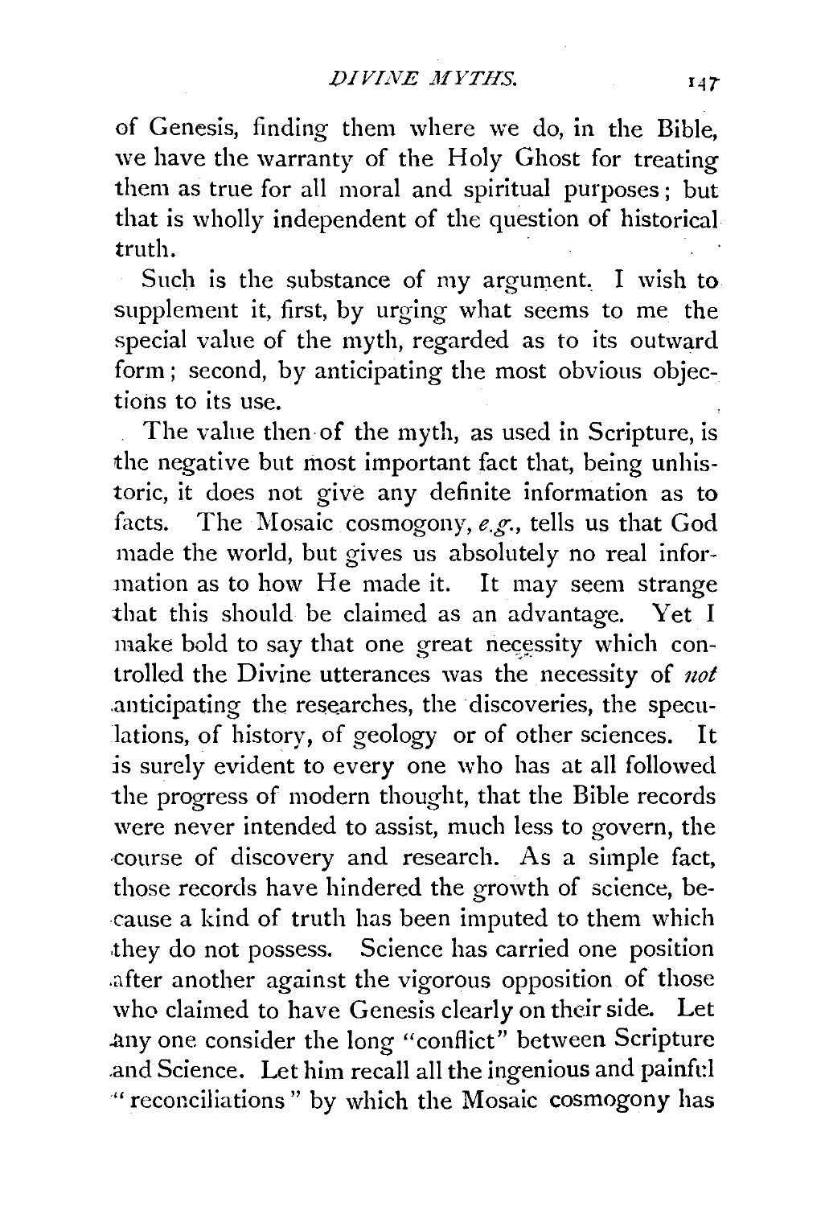of Genesis, finding them where we do, in the Bible, we have the warranty of the Holy Ghost for treating them as true for all moral and spiritual purposes; but that is wholly independent of the question of historical truth.

Such is the substance of my argument. I wish to supplement it, first, by urging what seems to me the special value of the myth, regarded as to its outward form; second, by anticipating the most obvious objections to its use.

The value then of the myth, as used in Scripture, is the negative but most important fact that, being unhistoric, it does not give any definite information as to facts. The Mosaic cosmogony, *e.g.*, tells us that God made the world, but gives us absolutely no real information as to how He made it. It may seem strange that this should be claimed as an advantage. Yet I make bold to say that one great necessity which controlled the Divine utterances was the necessity of *not* anticipating the researches, the discoveries, the speculations, of history, of geology or of other sciences. It is surely evident to every one who has at all followed the progress of modern thought, that the Bible records were never intended to assist, much less to govern, the course of discovery and research. As a simple fact, those records have hindered the growth of science, because a kind of truth has been imputed to them which they do not possess. Science has carried one position after another against the vigorous opposition of those who claimed to have Genesis clearly on their side. Let any one consider the long "conflict" between Scripture and Science. Let him recall all the ingenious and painful "reconciliations" by which the Mosaic cosmogony has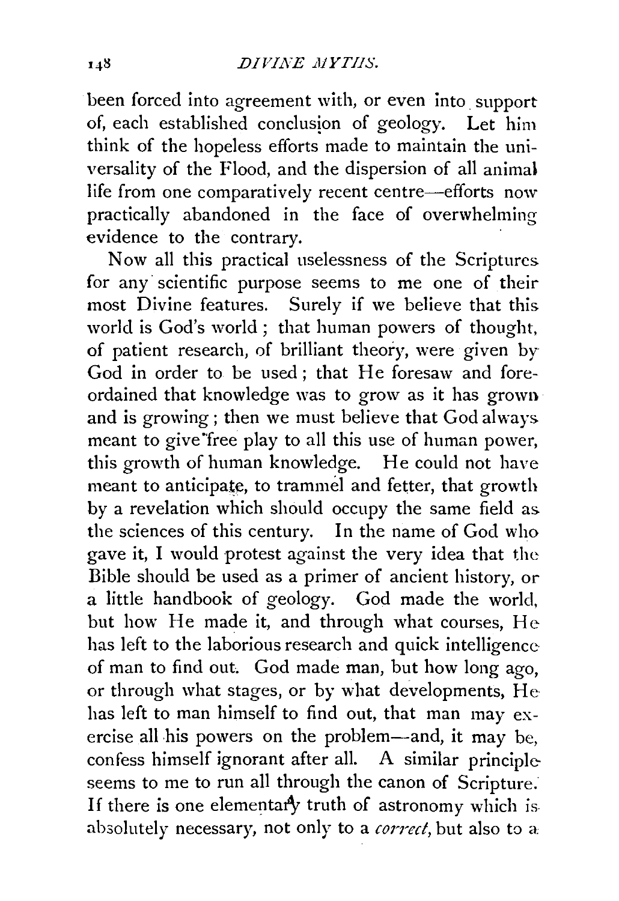been forced into agreement with, or even into support of, each established conclusion of geology. Let him think of the hopeless efforts made to maintain the universality of the Flood, and the dispersion of all animal life from one comparatively recent centre—efforts now practically abandoned in the face of overwhelming evidence to the contrary.

Now all this practical uselessness of the Scriptures for any scientific purpose seems to me one of their most Divine features. Surely if we believe that this world is God's world; that human powers of thought, of patient research, of brilliant theory, were given by God in order to be used; that He foresaw and foreordained that knowledge was to grow as it has grown and is growing; then we must believe that God always meant to give free play to all this use of human power, this growth of human knowledge. He could not have meant to anticipate, to trammel and fetter, that growth by a revelation which should occupy the same field as the sciences of this century. In the name of God who gave it, I would protest against the very idea that the Bible should be used as a primer of ancient history, or a little handbook of geology. God made the world, but how He made it, and through what courses, He has left to the laborious research and quick intelligence of man to find out. God made man, but how long ago, or through what stages, or by what developments, He has left to man himself to find out, that man may exercise all his powers on the problem—and, it may be, confess himself ignorant after all. A similar principle seems to me to run all through the canon of Scripture. If there is one elementary truth of astronomy which is absolutely necessary, not only to a *correct*, but also to a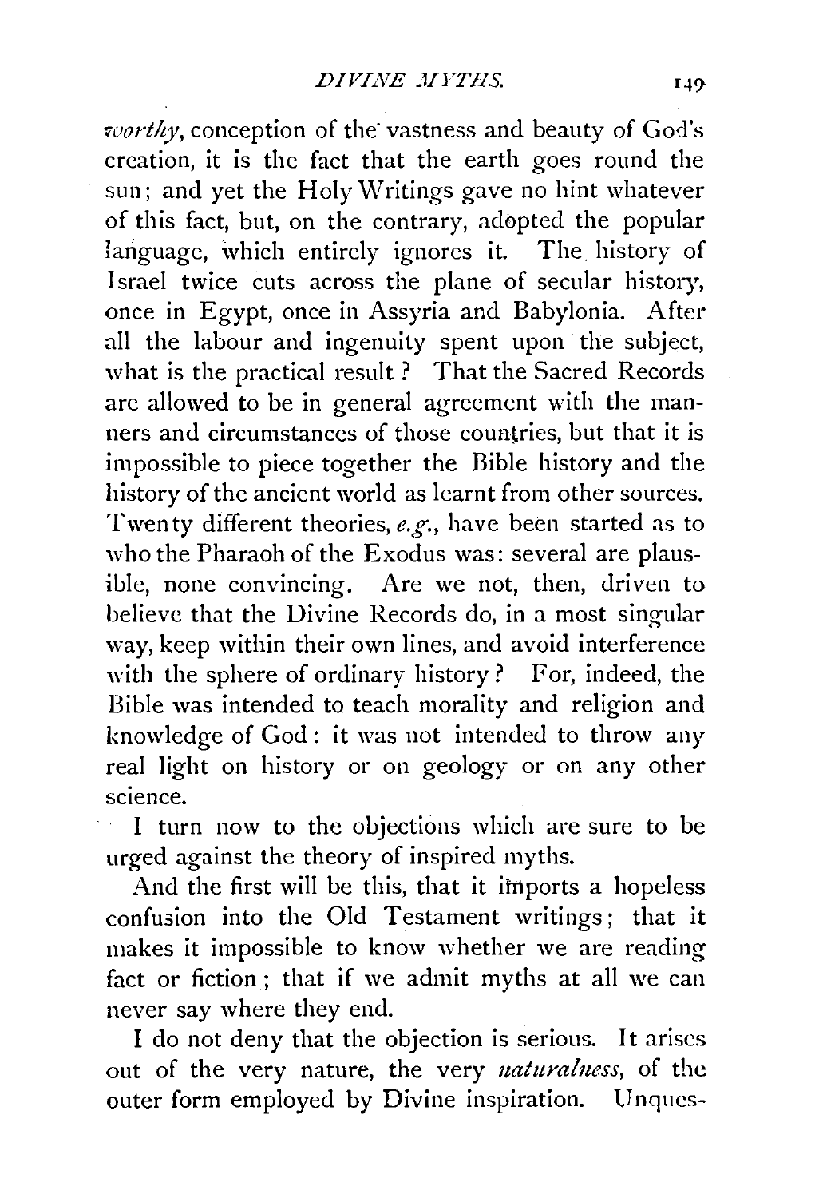*worthy*, conception of the vastness and beauty of God's creation, it is the fact that the earth goes round the sun; and yet the Holy Writings gave no hint whatever of this fact, but, on the contrary, adopted the popular language, which entirely ignores it. The history of Israel twice cuts across the plane of secular history, once in Egypt, once in Assyria and Babylonia. After all the labour and ingenuity spent upon the subject, what is the practical result? That the Sacred Records are allowed to be in general agreement with the manners and circumstances of those countries, but that it is impossible to piece together the Bible history and the history of the ancient world as learnt from other sources. Twenty different theories, *e.g.*, have been started as to who the Pharaoh of the Exodus was: several are plausible, none convincing. Are we not, then, driven to believe that the Divine Records do, in a most singular way, keep within their own lines, and avoid interference with the sphere of ordinary history? For, indeed, the Bible was intended to teach morality and religion and knowledge of God: it was not intended to throw any real light on history or on geology or on any other science.

I turn now to the objections which are sure to be urged against the theory of inspired myths.

And the first will be this, that it imports a hopeless confusion into the Old Testament writings; that it makes it impossible to know whether we are reading fact or fiction; that if we admit myths at all we can never say where they end.

I do not deny that the objection is serious. It arises out of the very nature, the very *naturalness*, of the outer form employed by Divine inspiration. Unques-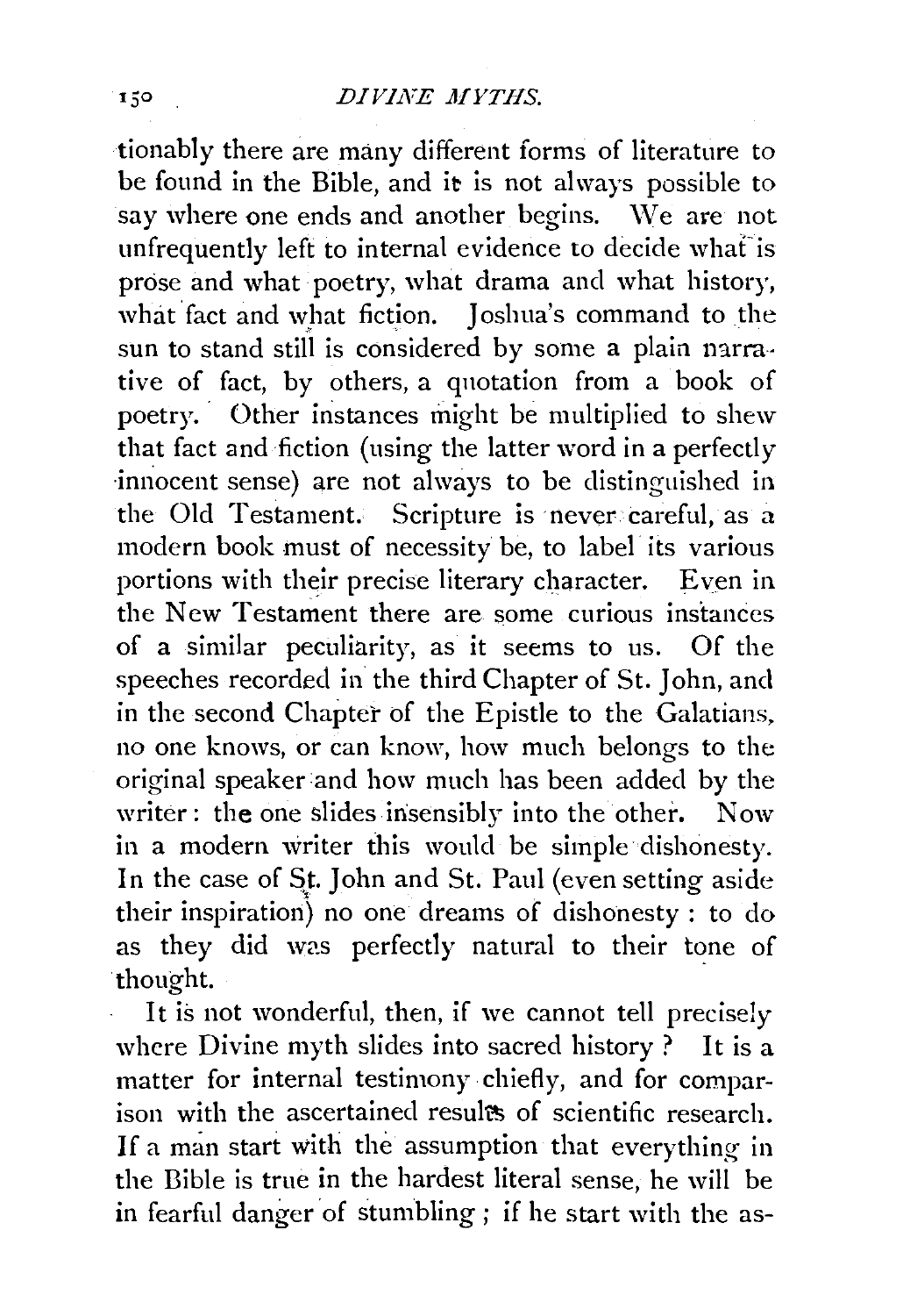tionably there are many different forms of literature to be found in the Bible, and it is not always possible to say where one ends and another begins. We are not unfrequently left to internal evidence to decide what is prose and what poetry, what drama and what history, what fact and what fiction. Joshua's command to the sun to stand still is considered by some a plain narrative of fact, by others, a quotation from a book of poetry. Other instances might be multiplied to shew that fact and fiction (using the latter word in a perfectly innocent sense) are not always to be distinguished in the Old Testament. Scripture is never careful, as a modern book must of necessity be, to label its various portions with their precise literary character. Even in the New Testament there are some curious instances of a similar peculiarity, as it seems to us. Of the speeches recorded in the third Chapter of St. John, and in the second Chapter of the Epistle to the Galatians, no one knows, or can know, how much belongs to the original speaker and how much has been added by the writer: the one slides insensibly into the other. Now in a modern writer this would be simple dishonesty. In the case of St. John and St. Paul (even setting aside their inspiration) no one dreams of dishonesty: to do as they did was perfectly natural to their tone of thought.

It is not wonderful, then, if we cannot tell precisely where Divine myth slides into sacred history? It is a matter for internal testimony chiefly, and for comparison with the ascertained results of scientific research. If a man start with the assumption that everything in the Bible is true in the hardest literal sense, he will be in fearful danger of stumbling; if he start with the as-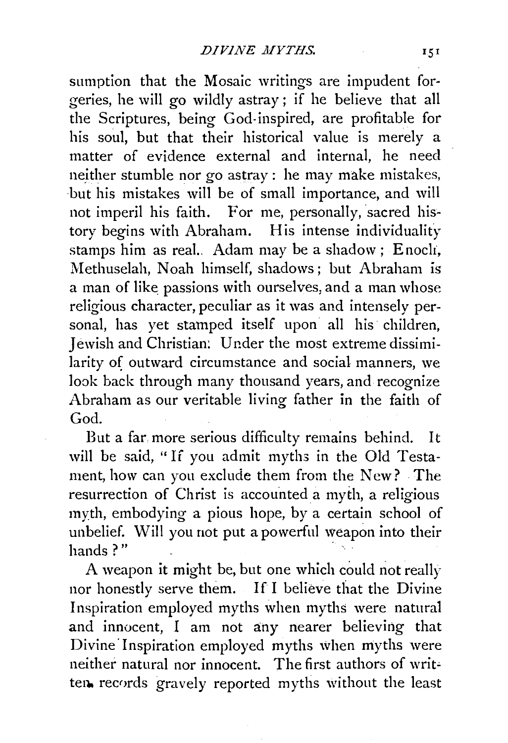sumption that the Mosaic writings are impudent forgeries, he will go wildly astray; if he believe that all the Scriptures, being God-inspired, are profitable for his soul, but that their historical value is merely a matter of evidence external and internal, he need neither stumble nor go astray: he may make mistakes, but his mistakes will be of small importance, and will not imperil his faith. For me, personally, sacred history begins with Abraham. His intense individuality stamps him as real. Adam may be a shadow; Enoch, Methuselah, Noah himself, shadows; but Abraham is a man of like passions with ourselves, and a man whose religious character, peculiar as it was and intensely personal, has yet stamped itself upon all his children, Jewish and Christian. Under the most extreme dissimilarity of outward circumstance and social manners, we look back through many thousand years, and recognize Abraham as our veritable living father in the faith of God.

But a far more serious difficulty remains behind. It will be said, "If you admit myths in the Old Testament, how can you exclude them from the New? The resurrection of Christ is accounted a myth, a religious myth, embodying a pious hope, by a certain school of unbelief. Will you not put a powerful weapon into their hands?"

A weapon it might be, but one which could not really nor honestly serve them. If I believe that the Divine Inspiration employed myths when myths were natural and innocent, I am not any nearer believing that Divine Inspiration employed myths when myths were neither natural nor innocent. The first authors of written records gravely reported myths without the least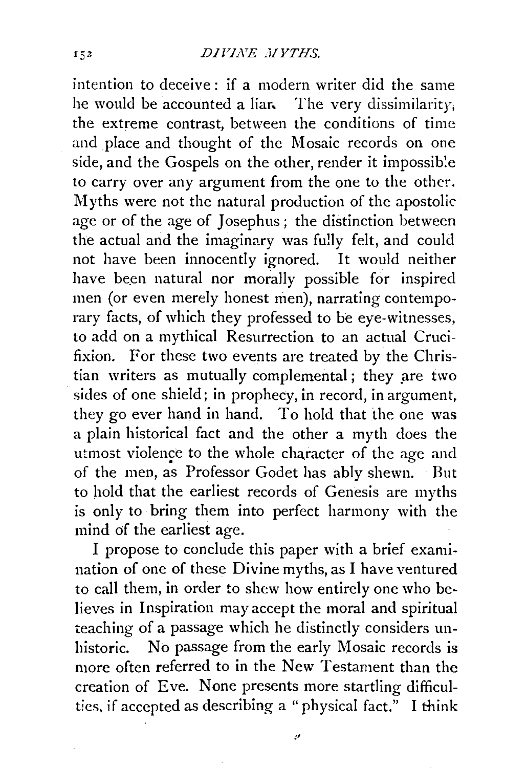intention to deceive: if a modern writer did the same he would be accounted a liar. The very dissimilarity, the extreme contrast, between the conditions of time and place and thought of the Mosaic records on one side, and the Gospels on the other, render it impossible to carry over any argument from the one to the other. Myths were not the natural production of the apostolic age or of the age of Josephus; the distinction between the actual and the imaginary was fully felt, and could not have been innocently ignored. It would neither have been natural nor morally possible for inspired men (or even merely honest men), narrating contemporary facts, of which they professed to be eye-witnesses, to add on a mythical Resurrection to an actual Crucifixion. For these two events are treated by the Christian writers as mutually complemental; they are two sides of one shield; in prophecy, in record, in argument, they go ever hand in hand. To hold that the one was a plain historical fact and the other a myth does the utmost violence to the whole character of the age and of the men, as Professor Godet has ably shewn. But to hold that the earliest records of Genesis are myths is only to bring them into perfect harmony with the mind of the earliest age.

I propose to conclude this paper with a brief examination of one of these Divine myths, as I have ventured to call them, in order to shew how entirely one who believes in Inspiration may accept the moral and spiritual teaching of a passage which he distinctly considers unhistoric. No passage from the early Mosaic records is more often referred to in the New Testament than the creation of Eve. None presents more startling difficulties, if accepted as describing a "physical fact." I think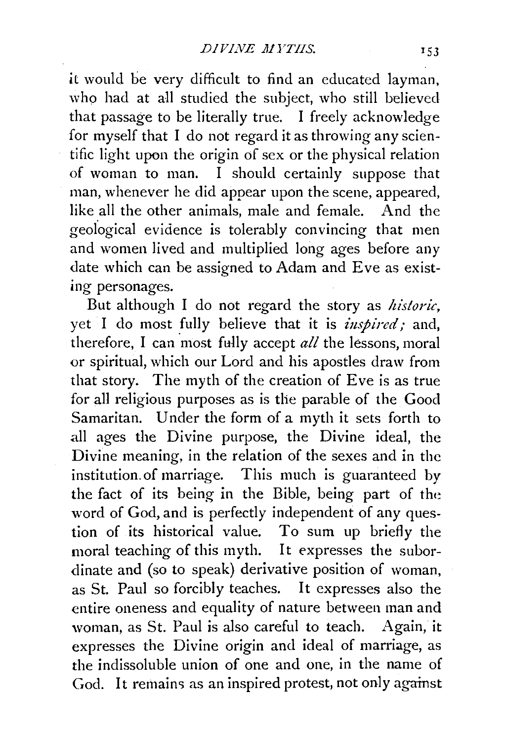it would be very difficult to find an educated layman, who had at all studied the subject, who still believed that passage to be literally true. I freely acknowledge for myself that I do not regard it as throwing any scientific light upon the origin of sex or the physical relation of woman to man. I should certainly suppose that man, whenever he did appear upon the scene, appeared, like all the other animals, male and female. And the geological evidence is tolerably convincing that men and women lived and multiplied long ages before any date which can be assigned to Adam and Eve as existing personages.

But although I do not regard the story as *historic*, yet I do most fully believe that it is *inspired;* and, therefore, I can most fully accept *all* the lessons, moral or spiritual, which our Lord and his apostles draw from that story. The myth of the creation of Eve is as true for all religious purposes as is the parable of the Good Samaritan. Under the form of a myth it sets forth to all ages the Divine purpose, the Divine ideal, the Divine meaning, in the relation of the sexes and in the institution of marriage. This much is guaranteed by the fact of its being in the Bible, being part of the word of God, and is perfectly independent of any question of its historical value. To sum up briefly the moral teaching of this myth. It expresses the subordinate and (so to speak) derivative position of woman, as St. Paul so forcibly teaches. It expresses also the entire oneness and equality of nature between man and woman, as St. Paul is also careful to teach. Again, it expresses the Divine origin and ideal of marriage, as the indissoluble union of one and one, in the name of God. It remains as an inspired protest, not only against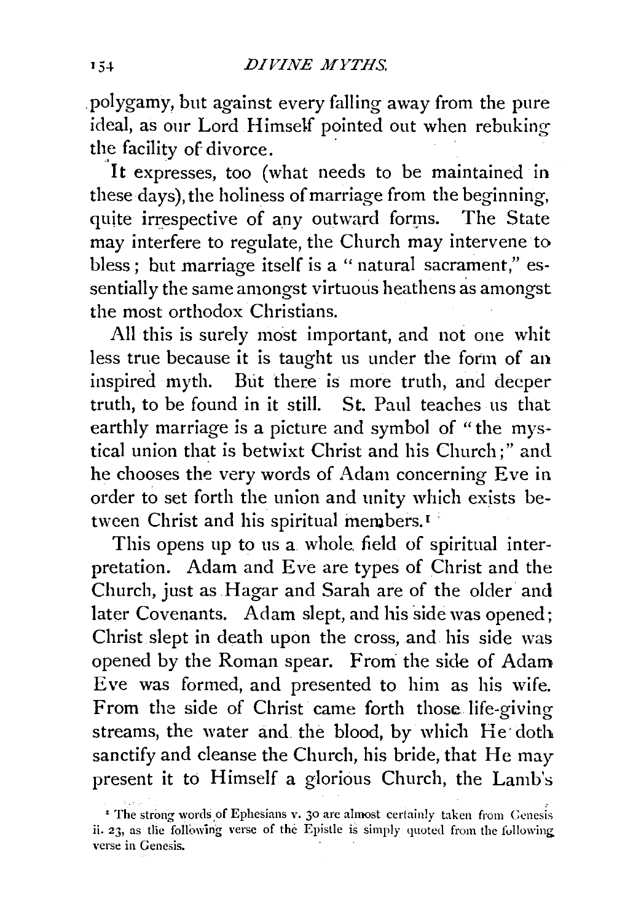polygamy, but against every falling away from the pure ideal, as our Lord Himself pointed out when rebuking the facility of divorce.

It expresses, too (what needs to be maintained in these days), the holiness of marriage from the beginning, quite irrespective of any outward forms. The State may interfere to regulate, the Church may intervene to bless; but marriage itself is a "natural sacrament," essentially the same amongst virtuous heathens as amongst the most orthodox Christians.

All this is surely most important, and not one whit less true because it is taught us under the form of an inspired myth. But there is more truth, and deeper truth, to be found in it still. St. Paul teaches us that earthly marriage is a picture and symbol of "the mystical union that is betwixt Christ and his Church;" and he chooses the very words of Adam concerning Eve in order to set forth the union and unity which exists between Christ and his spiritual members.[1]

This opens up to us a whole field of spiritual interpretation. Adam and Eve are types of Christ and the Church, just as Hagar and Sarah are of the older and later Covenants. Adam slept, and his side was opened; Christ slept in death upon the cross, and his side was opened by the Roman spear. From the side of Adam Eve was formed, and presented to him as his wife. From the side of Christ came forth those life-giving streams, the water and the blood, by which He doth sanctify and cleanse the Church, his bride, that He may present it to Himself a glorious Church, the Lamb's

[1] The strong words of Ephesians v. 30 are almost certainly taken from Genesis ii. 23, as the following verse of the Epistle is simply quoted from the following verse in Genesis.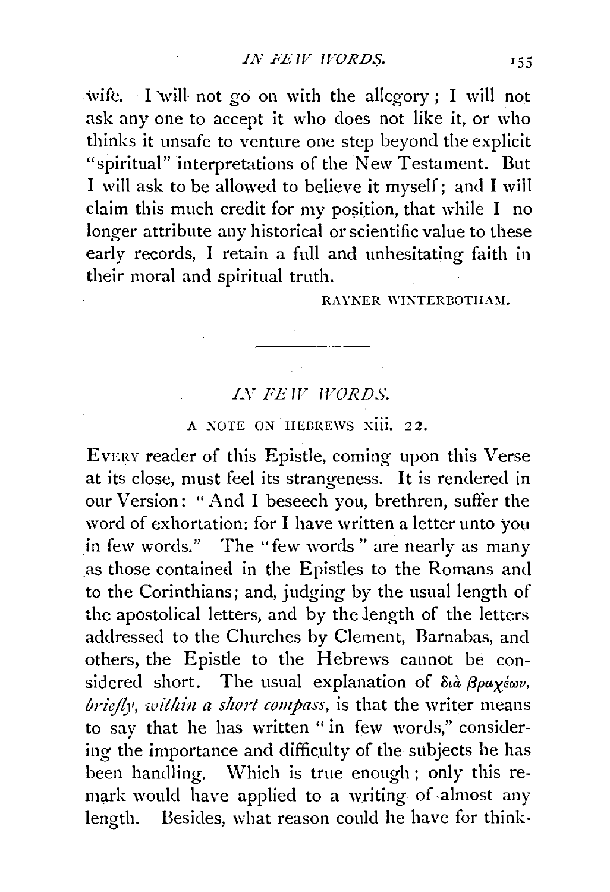wife. I will not go on with the allegory; I will not ask any one to accept it who does not like it, or who thinks it unsafe to venture one step beyond the explicit "spiritual" interpretations of the New Testament. But I will ask to be allowed to believe it myself; and I will claim this much credit for my position, that while I no longer attribute any historical or scientific value to these early records, I retain a full and unhesitating faith in their moral and spiritual truth.

RAYNER WINTERBOTHAM.

---

## IN FEW WORDS.

### A NOTE ON HEBREWS xiii. 22.

EVERY reader of this Epistle, coming upon this Verse at its close, must feel its strangeness. It is rendered in our Version: "And I beseech you, brethren, suffer the word of exhortation: for I have written a letter unto you in few words." The "few words" are nearly as many as those contained in the Epistles to the Romans and to the Corinthians; and, judging by the usual length of the apostolical letters, and by the length of the letters addressed to the Churches by Clement, Barnabas, and others, the Epistle to the Hebrews cannot be considered short. The usual explanation of διὰ βραχέων, *briefly, within a short compass*, is that the writer means to say that he has written "in few words," considering the importance and difficulty of the subjects he has been handling. Which is true enough; only this remark would have applied to a writing of almost any length. Besides, what reason could he have for think-